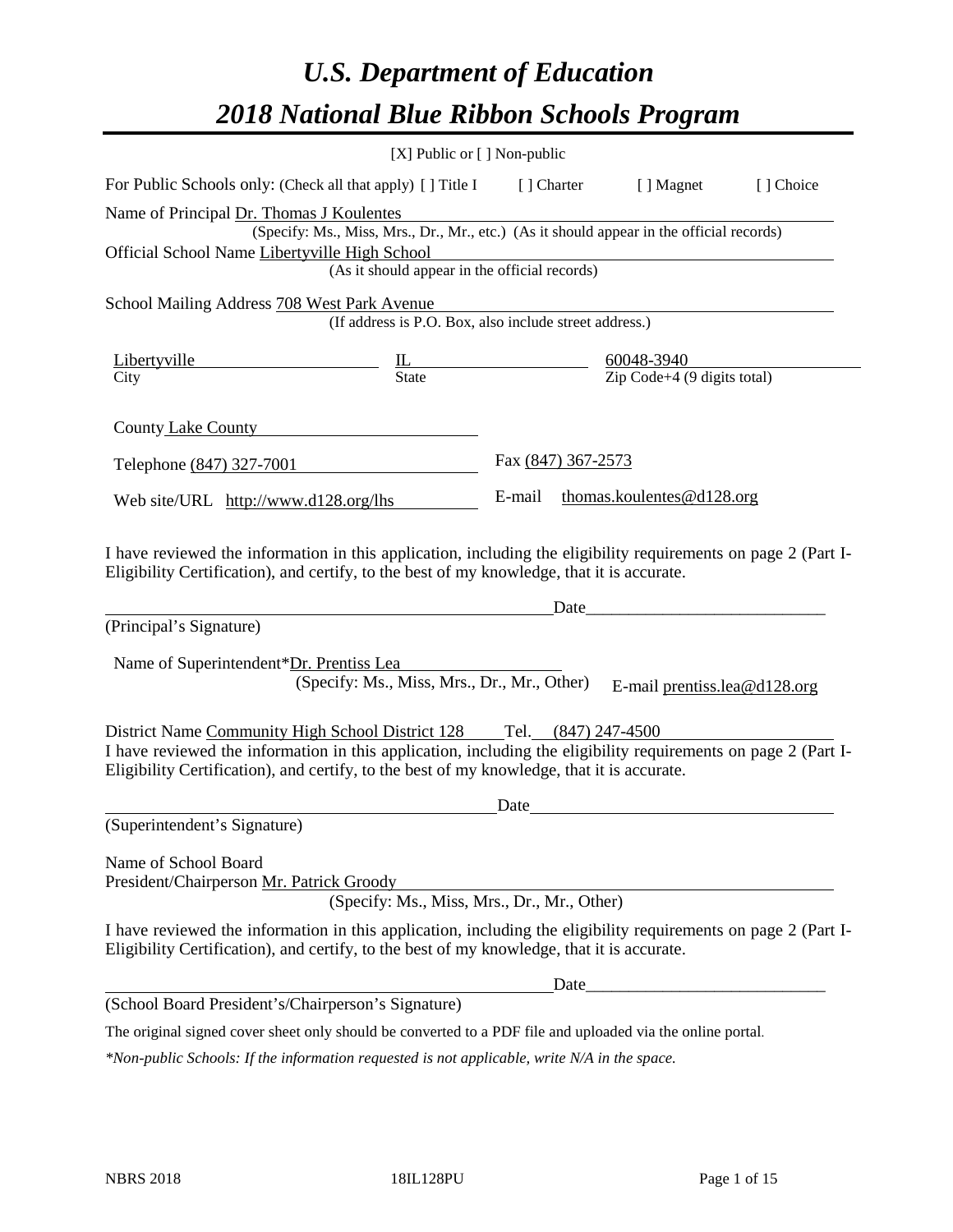# *U.S. Department of Education*

# *2018 National Blue Ribbon Schools Program*

[X] Public or [ ] Non-public

For Public Schools only: (Check all that apply) [ ] Title I [ ] Charter [ ] Magnet [ ] Choice

Name of Principal Dr. Thomas J Koulentes
(Specify: Ms., Miss, Mrs., Dr., Mr., etc.) (As it should appear in the official records)

Official School Name Libertyville High School
(As it should appear in the official records)

School Mailing Address 708 West Park Avenue
(If address is P.O. Box, also include street address.)

| Libertyville | IL | 60048-3940 |
|---|---|---|
| City | State | Zip Code+4 (9 digits total) |

County Lake County

Telephone (847) 327-7001 Fax (847) 367-2573

Web site/URL http://www.d128.org/lhs E-mail thomas.koulentes@d128.org

I have reviewed the information in this application, including the eligibility requirements on page 2 (Part I-Eligibility Certification), and certify, to the best of my knowledge, that it is accurate.

_______________________________________ Date_____________________________

(Principal's Signature)

Name of Superintendent*Dr. Prentiss Lea
(Specify: Ms., Miss, Mrs., Dr., Mr., Other) E-mail prentiss.lea@d128.org

District Name Community High School District 128 Tel. (847) 247-4500

I have reviewed the information in this application, including the eligibility requirements on page 2 (Part I-Eligibility Certification), and certify, to the best of my knowledge, that it is accurate.

_______________________________________ Date_____________________________

(Superintendent's Signature)

Name of School Board
President/Chairperson Mr. Patrick Groody
(Specify: Ms., Miss, Mrs., Dr., Mr., Other)

I have reviewed the information in this application, including the eligibility requirements on page 2 (Part I-Eligibility Certification), and certify, to the best of my knowledge, that it is accurate.

_______________________________________ Date_____________________________

(School Board President's/Chairperson's Signature)

The original signed cover sheet only should be converted to a PDF file and uploaded via the online portal.

*\*Non-public Schools: If the information requested is not applicable, write N/A in the space.*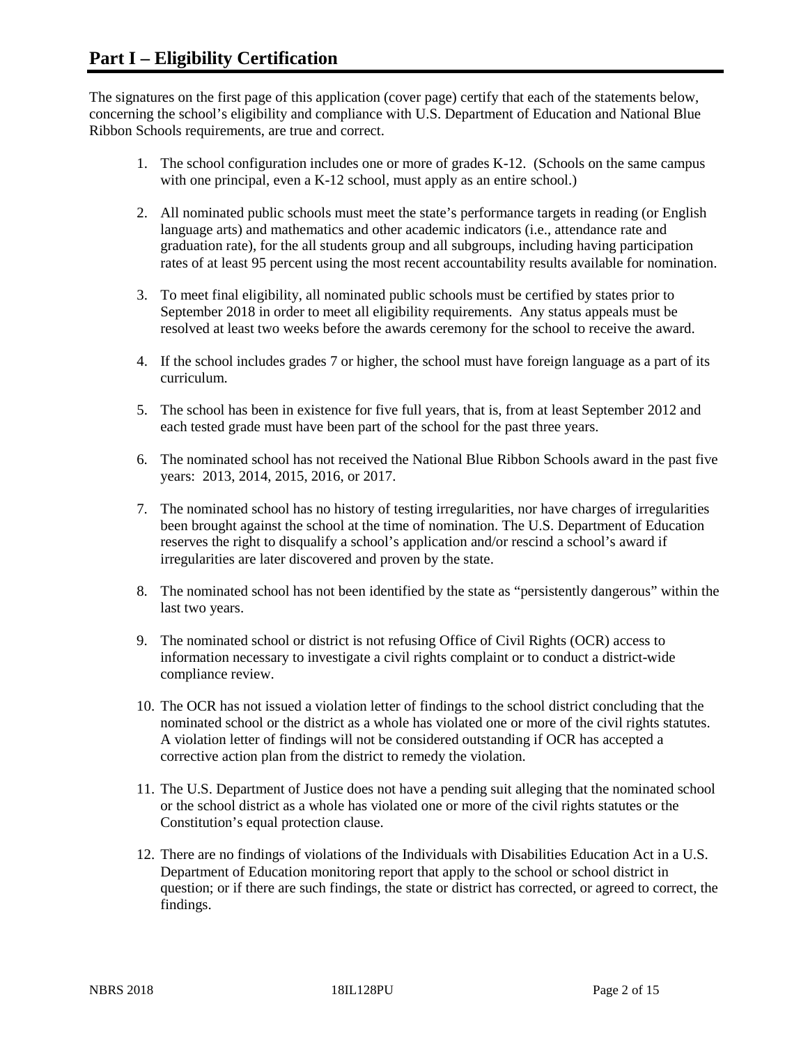# Part I – Eligibility Certification

The signatures on the first page of this application (cover page) certify that each of the statements below, concerning the school's eligibility and compliance with U.S. Department of Education and National Blue Ribbon Schools requirements, are true and correct.

1. The school configuration includes one or more of grades K-12. (Schools on the same campus with one principal, even a K-12 school, must apply as an entire school.)
2. All nominated public schools must meet the state's performance targets in reading (or English language arts) and mathematics and other academic indicators (i.e., attendance rate and graduation rate), for the all students group and all subgroups, including having participation rates of at least 95 percent using the most recent accountability results available for nomination.
3. To meet final eligibility, all nominated public schools must be certified by states prior to September 2018 in order to meet all eligibility requirements. Any status appeals must be resolved at least two weeks before the awards ceremony for the school to receive the award.
4. If the school includes grades 7 or higher, the school must have foreign language as a part of its curriculum.
5. The school has been in existence for five full years, that is, from at least September 2012 and each tested grade must have been part of the school for the past three years.
6. The nominated school has not received the National Blue Ribbon Schools award in the past five years: 2013, 2014, 2015, 2016, or 2017.
7. The nominated school has no history of testing irregularities, nor have charges of irregularities been brought against the school at the time of nomination. The U.S. Department of Education reserves the right to disqualify a school's application and/or rescind a school's award if irregularities are later discovered and proven by the state.
8. The nominated school has not been identified by the state as "persistently dangerous" within the last two years.
9. The nominated school or district is not refusing Office of Civil Rights (OCR) access to information necessary to investigate a civil rights complaint or to conduct a district-wide compliance review.
10. The OCR has not issued a violation letter of findings to the school district concluding that the nominated school or the district as a whole has violated one or more of the civil rights statutes. A violation letter of findings will not be considered outstanding if OCR has accepted a corrective action plan from the district to remedy the violation.
11. The U.S. Department of Justice does not have a pending suit alleging that the nominated school or the school district as a whole has violated one or more of the civil rights statutes or the Constitution's equal protection clause.
12. There are no findings of violations of the Individuals with Disabilities Education Act in a U.S. Department of Education monitoring report that apply to the school or school district in question; or if there are such findings, the state or district has corrected, or agreed to correct, the findings.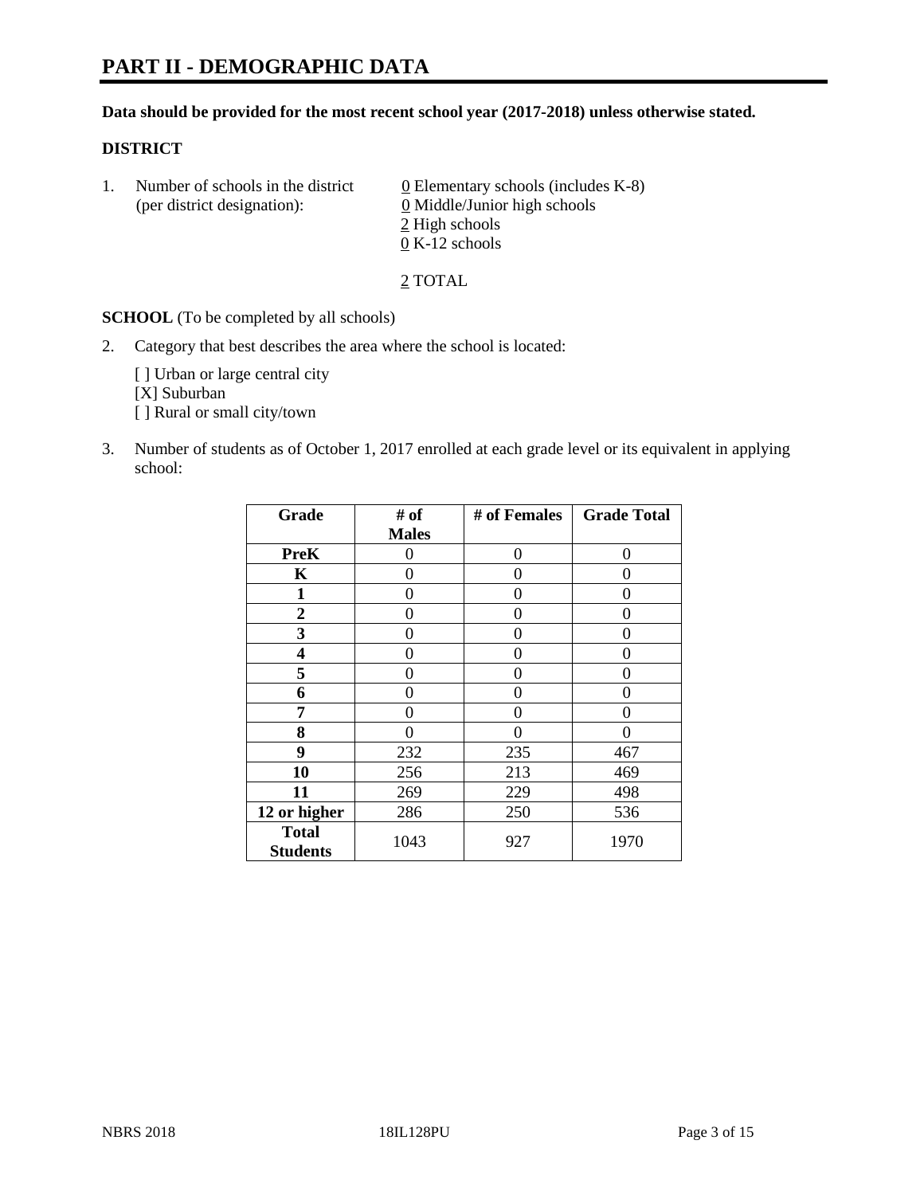# PART II - DEMOGRAPHIC DATA

**Data should be provided for the most recent school year (2017-2018) unless otherwise stated.**

## DISTRICT

1. Number of schools in the district (per district designation):
   0 Elementary schools (includes K-8)
   0 Middle/Junior high schools
   2 High schools
   0 K-12 schools

   2 TOTAL

**SCHOOL** (To be completed by all schools)

2. Category that best describes the area where the school is located:

   [ ] Urban or large central city
   [X] Suburban
   [ ] Rural or small city/town

3. Number of students as of October 1, 2017 enrolled at each grade level or its equivalent in applying school:

| Grade | # of Males | # of Females | Grade Total |
|---|---|---|---|
| PreK | 0 | 0 | 0 |
| K | 0 | 0 | 0 |
| 1 | 0 | 0 | 0 |
| 2 | 0 | 0 | 0 |
| 3 | 0 | 0 | 0 |
| 4 | 0 | 0 | 0 |
| 5 | 0 | 0 | 0 |
| 6 | 0 | 0 | 0 |
| 7 | 0 | 0 | 0 |
| 8 | 0 | 0 | 0 |
| 9 | 232 | 235 | 467 |
| 10 | 256 | 213 | 469 |
| 11 | 269 | 229 | 498 |
| 12 or higher | 286 | 250 | 536 |
| Total Students | 1043 | 927 | 1970 |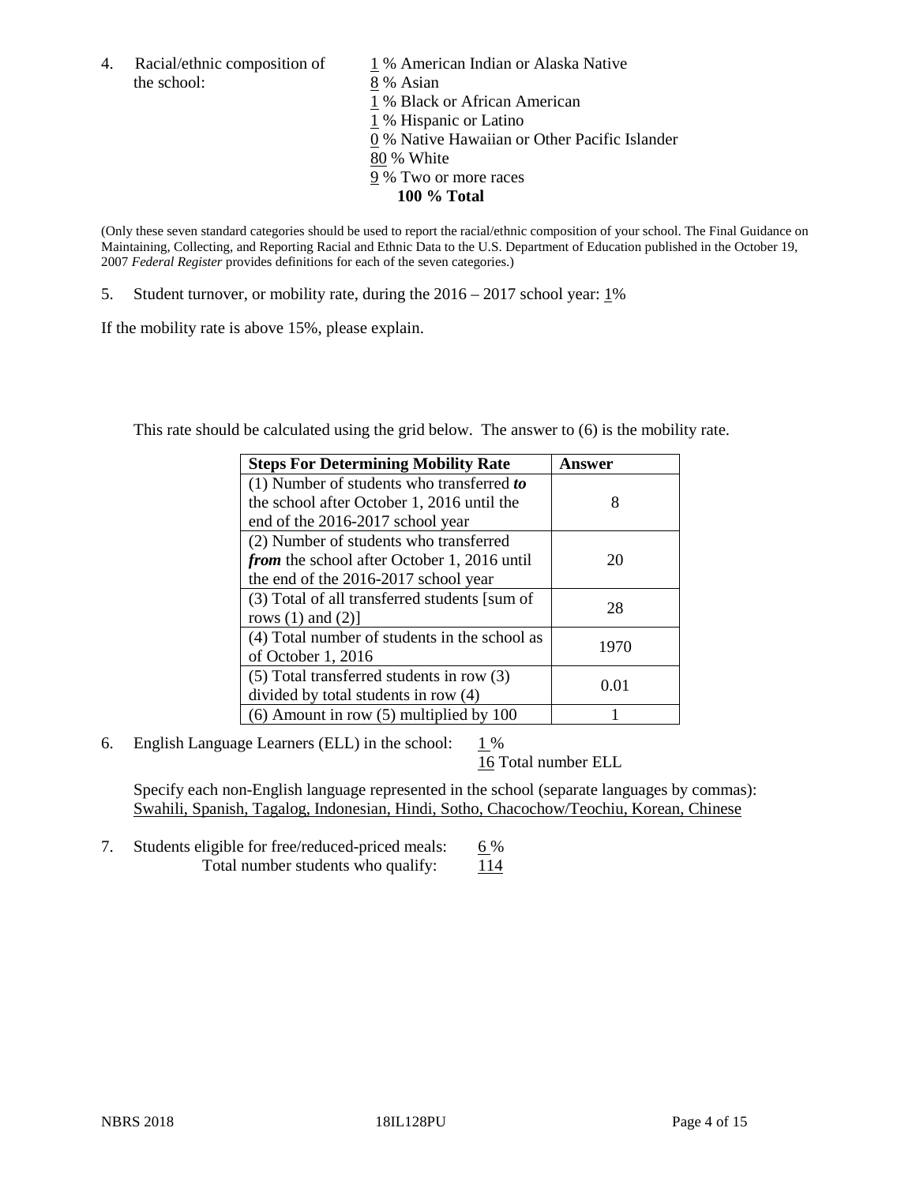4. Racial/ethnic composition of the school:

1 % American Indian or Alaska Native
8 % Asian
1 % Black or African American
1 % Hispanic or Latino
0 % Native Hawaiian or Other Pacific Islander
80 % White
9 % Two or more races
**100 % Total**

(Only these seven standard categories should be used to report the racial/ethnic composition of your school. The Final Guidance on Maintaining, Collecting, and Reporting Racial and Ethnic Data to the U.S. Department of Education published in the October 19, 2007 *Federal Register* provides definitions for each of the seven categories.)

5. Student turnover, or mobility rate, during the 2016 – 2017 school year: 1%

If the mobility rate is above 15%, please explain.

This rate should be calculated using the grid below. The answer to (6) is the mobility rate.

| Steps For Determining Mobility Rate | Answer |
|---|---|
| (1) Number of students who transferred ***to*** the school after October 1, 2016 until the end of the 2016-2017 school year | 8 |
| (2) Number of students who transferred ***from*** the school after October 1, 2016 until the end of the 2016-2017 school year | 20 |
| (3) Total of all transferred students [sum of rows (1) and (2)] | 28 |
| (4) Total number of students in the school as of October 1, 2016 | 1970 |
| (5) Total transferred students in row (3) divided by total students in row (4) | 0.01 |
| (6) Amount in row (5) multiplied by 100 | 1 |

6. English Language Learners (ELL) in the school: 1 %
16 Total number ELL

Specify each non-English language represented in the school (separate languages by commas):
Swahili, Spanish, Tagalog, Indonesian, Hindi, Sotho, Chacochow/Teochiu, Korean, Chinese

7. Students eligible for free/reduced-priced meals: 6 %
Total number students who qualify: 114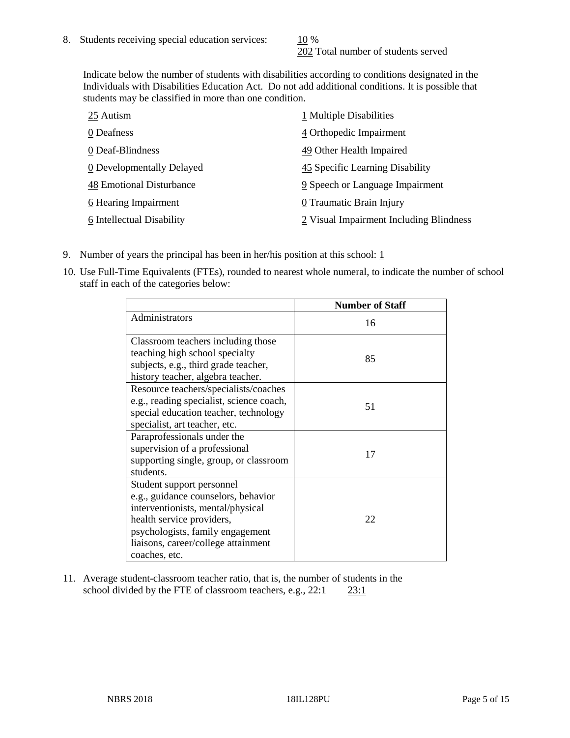8. Students receiving special education services: 10 %
   202 Total number of students served

   Indicate below the number of students with disabilities according to conditions designated in the Individuals with Disabilities Education Act. Do not add additional conditions. It is possible that students may be classified in more than one condition.

   | | |
   |---|---|
   | 25 Autism | 1 Multiple Disabilities |
   | 0 Deafness | 4 Orthopedic Impairment |
   | 0 Deaf-Blindness | 49 Other Health Impaired |
   | 0 Developmentally Delayed | 45 Specific Learning Disability |
   | 48 Emotional Disturbance | 9 Speech or Language Impairment |
   | 6 Hearing Impairment | 0 Traumatic Brain Injury |
   | 6 Intellectual Disability | 2 Visual Impairment Including Blindness |

9. Number of years the principal has been in her/his position at this school: 1

10. Use Full-Time Equivalents (FTEs), rounded to nearest whole numeral, to indicate the number of school staff in each of the categories below:

| | Number of Staff |
|---|---|
| Administrators | 16 |
| Classroom teachers including those teaching high school specialty subjects, e.g., third grade teacher, history teacher, algebra teacher. | 85 |
| Resource teachers/specialists/coaches e.g., reading specialist, science coach, special education teacher, technology specialist, art teacher, etc. | 51 |
| Paraprofessionals under the supervision of a professional supporting single, group, or classroom students. | 17 |
| Student support personnel e.g., guidance counselors, behavior interventionists, mental/physical health service providers, psychologists, family engagement liaisons, career/college attainment coaches, etc. | 22 |

11. Average student-classroom teacher ratio, that is, the number of students in the school divided by the FTE of classroom teachers, e.g., 22:1 23:1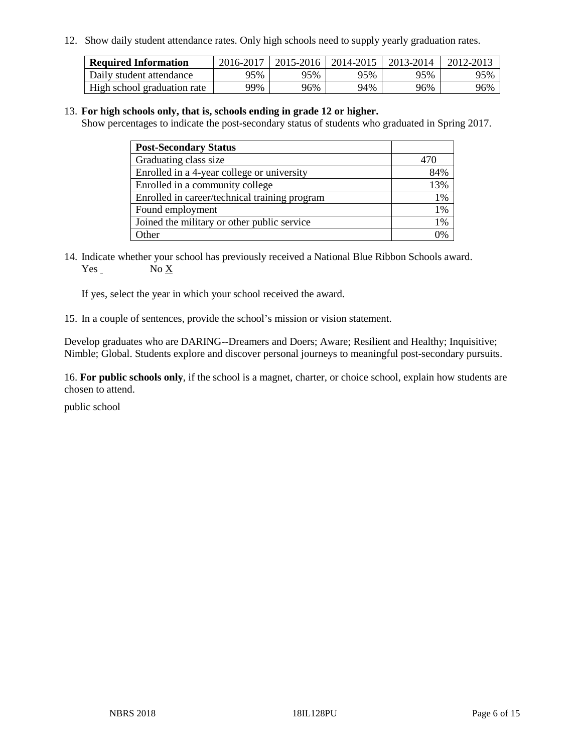12. Show daily student attendance rates. Only high schools need to supply yearly graduation rates.

| Required Information | 2016-2017 | 2015-2016 | 2014-2015 | 2013-2014 | 2012-2013 |
|---|---|---|---|---|---|
| Daily student attendance | 95% | 95% | 95% | 95% | 95% |
| High school graduation rate | 99% | 96% | 94% | 96% | 96% |

13. **For high schools only, that is, schools ending in grade 12 or higher.**
Show percentages to indicate the post-secondary status of students who graduated in Spring 2017.

| Post-Secondary Status | |
|---|---|
| Graduating class size | 470 |
| Enrolled in a 4-year college or university | 84% |
| Enrolled in a community college | 13% |
| Enrolled in career/technical training program | 1% |
| Found employment | 1% |
| Joined the military or other public service | 1% |
| Other | 0% |

14. Indicate whether your school has previously received a National Blue Ribbon Schools award.
Yes ___ No X

If yes, select the year in which your school received the award.

15. In a couple of sentences, provide the school's mission or vision statement.

Develop graduates who are DARING--Dreamers and Doers; Aware; Resilient and Healthy; Inquisitive; Nimble; Global. Students explore and discover personal journeys to meaningful post-secondary pursuits.

16. **For public schools only**, if the school is a magnet, charter, or choice school, explain how students are chosen to attend.

public school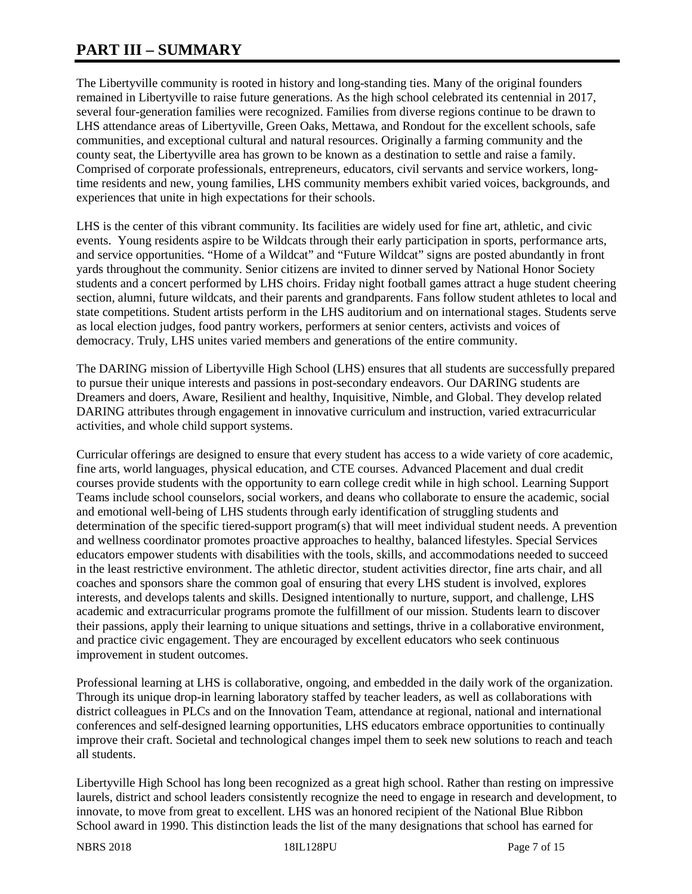# PART III – SUMMARY

The Libertyville community is rooted in history and long-standing ties. Many of the original founders remained in Libertyville to raise future generations. As the high school celebrated its centennial in 2017, several four-generation families were recognized. Families from diverse regions continue to be drawn to LHS attendance areas of Libertyville, Green Oaks, Mettawa, and Rondout for the excellent schools, safe communities, and exceptional cultural and natural resources. Originally a farming community and the county seat, the Libertyville area has grown to be known as a destination to settle and raise a family. Comprised of corporate professionals, entrepreneurs, educators, civil servants and service workers, long-time residents and new, young families, LHS community members exhibit varied voices, backgrounds, and experiences that unite in high expectations for their schools.

LHS is the center of this vibrant community. Its facilities are widely used for fine art, athletic, and civic events. Young residents aspire to be Wildcats through their early participation in sports, performance arts, and service opportunities. "Home of a Wildcat" and "Future Wildcat" signs are posted abundantly in front yards throughout the community. Senior citizens are invited to dinner served by National Honor Society students and a concert performed by LHS choirs. Friday night football games attract a huge student cheering section, alumni, future wildcats, and their parents and grandparents. Fans follow student athletes to local and state competitions. Student artists perform in the LHS auditorium and on international stages. Students serve as local election judges, food pantry workers, performers at senior centers, activists and voices of democracy. Truly, LHS unites varied members and generations of the entire community.

The DARING mission of Libertyville High School (LHS) ensures that all students are successfully prepared to pursue their unique interests and passions in post-secondary endeavors. Our DARING students are Dreamers and doers, Aware, Resilient and healthy, Inquisitive, Nimble, and Global. They develop related DARING attributes through engagement in innovative curriculum and instruction, varied extracurricular activities, and whole child support systems.

Curricular offerings are designed to ensure that every student has access to a wide variety of core academic, fine arts, world languages, physical education, and CTE courses. Advanced Placement and dual credit courses provide students with the opportunity to earn college credit while in high school. Learning Support Teams include school counselors, social workers, and deans who collaborate to ensure the academic, social and emotional well-being of LHS students through early identification of struggling students and determination of the specific tiered-support program(s) that will meet individual student needs. A prevention and wellness coordinator promotes proactive approaches to healthy, balanced lifestyles. Special Services educators empower students with disabilities with the tools, skills, and accommodations needed to succeed in the least restrictive environment. The athletic director, student activities director, fine arts chair, and all coaches and sponsors share the common goal of ensuring that every LHS student is involved, explores interests, and develops talents and skills. Designed intentionally to nurture, support, and challenge, LHS academic and extracurricular programs promote the fulfillment of our mission. Students learn to discover their passions, apply their learning to unique situations and settings, thrive in a collaborative environment, and practice civic engagement. They are encouraged by excellent educators who seek continuous improvement in student outcomes.

Professional learning at LHS is collaborative, ongoing, and embedded in the daily work of the organization. Through its unique drop-in learning laboratory staffed by teacher leaders, as well as collaborations with district colleagues in PLCs and on the Innovation Team, attendance at regional, national and international conferences and self-designed learning opportunities, LHS educators embrace opportunities to continually improve their craft. Societal and technological changes impel them to seek new solutions to reach and teach all students.

Libertyville High School has long been recognized as a great high school. Rather than resting on impressive laurels, district and school leaders consistently recognize the need to engage in research and development, to innovate, to move from great to excellent. LHS was an honored recipient of the National Blue Ribbon School award in 1990. This distinction leads the list of the many designations that school has earned for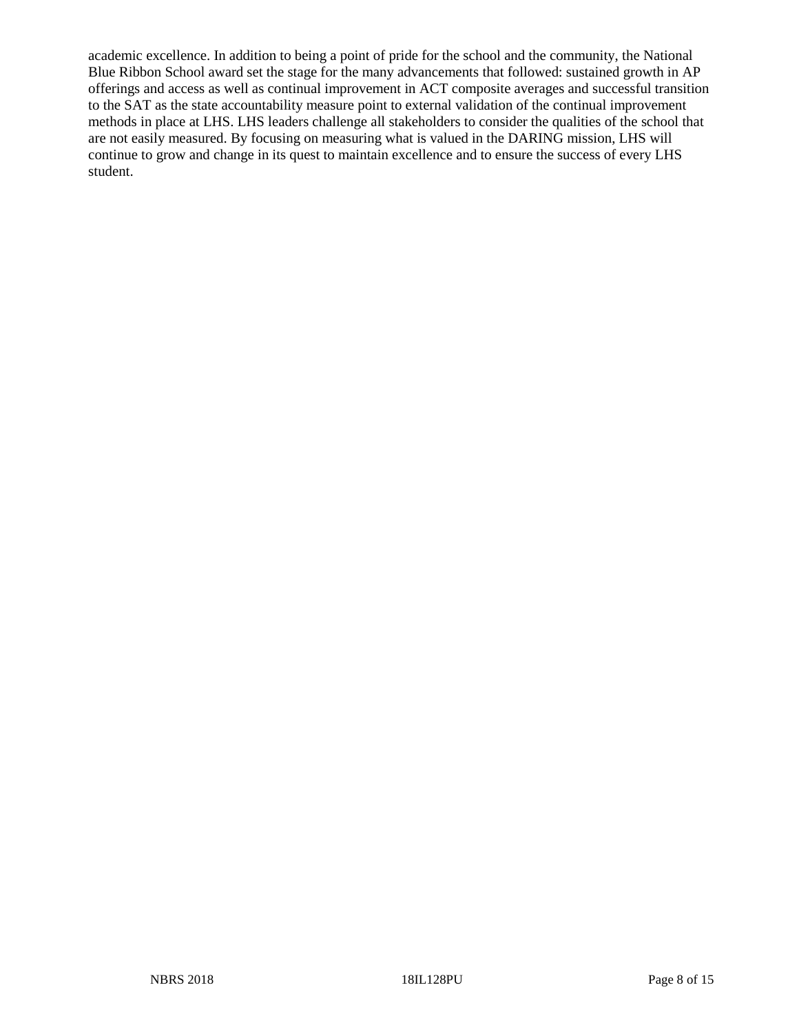academic excellence. In addition to being a point of pride for the school and the community, the National Blue Ribbon School award set the stage for the many advancements that followed: sustained growth in AP offerings and access as well as continual improvement in ACT composite averages and successful transition to the SAT as the state accountability measure point to external validation of the continual improvement methods in place at LHS. LHS leaders challenge all stakeholders to consider the qualities of the school that are not easily measured. By focusing on measuring what is valued in the DARING mission, LHS will continue to grow and change in its quest to maintain excellence and to ensure the success of every LHS student.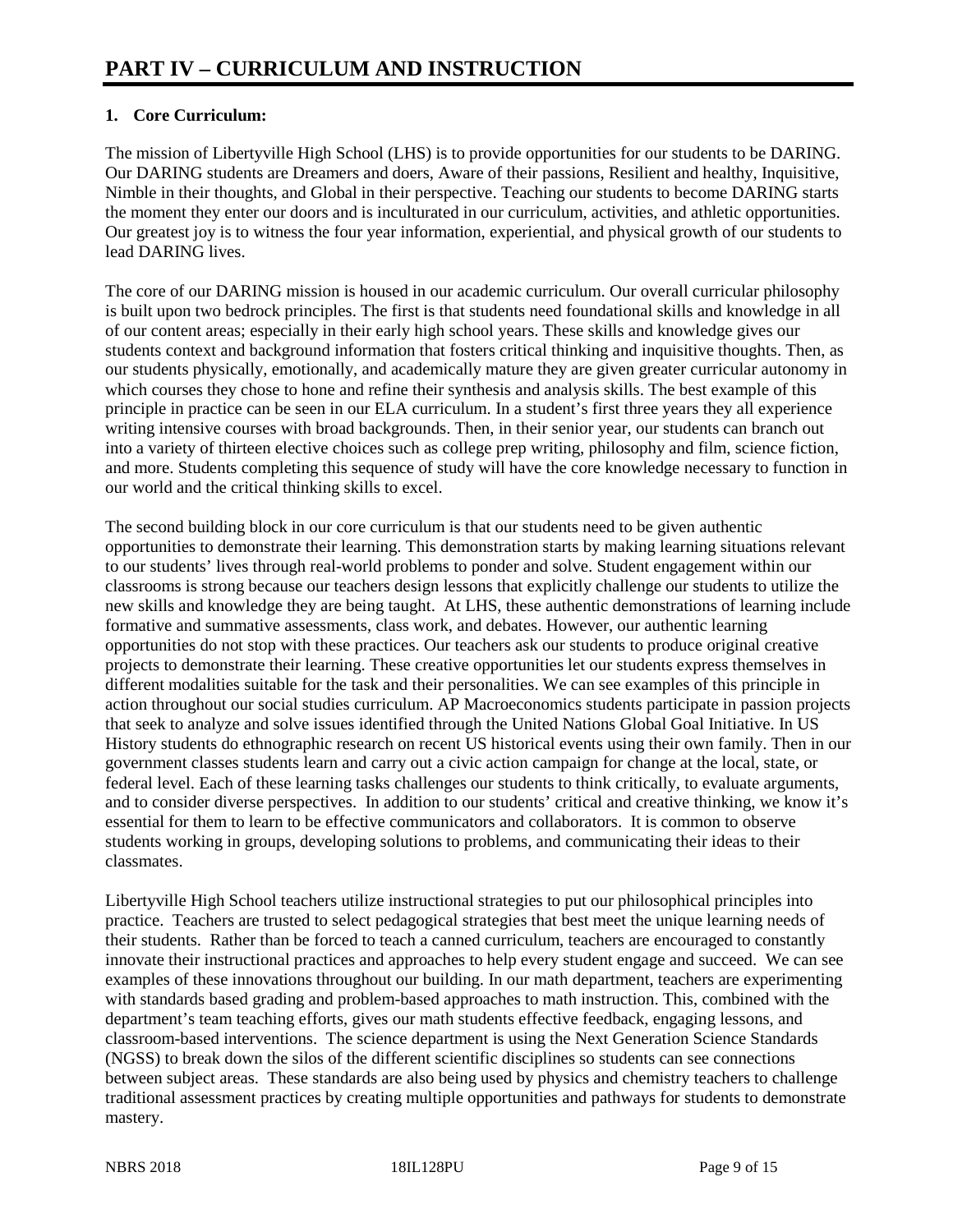# PART IV – CURRICULUM AND INSTRUCTION

**1. Core Curriculum:**

The mission of Libertyville High School (LHS) is to provide opportunities for our students to be DARING. Our DARING students are Dreamers and doers, Aware of their passions, Resilient and healthy, Inquisitive, Nimble in their thoughts, and Global in their perspective. Teaching our students to become DARING starts the moment they enter our doors and is inculturated in our curriculum, activities, and athletic opportunities. Our greatest joy is to witness the four year information, experiential, and physical growth of our students to lead DARING lives.

The core of our DARING mission is housed in our academic curriculum. Our overall curricular philosophy is built upon two bedrock principles. The first is that students need foundational skills and knowledge in all of our content areas; especially in their early high school years. These skills and knowledge gives our students context and background information that fosters critical thinking and inquisitive thoughts. Then, as our students physically, emotionally, and academically mature they are given greater curricular autonomy in which courses they chose to hone and refine their synthesis and analysis skills. The best example of this principle in practice can be seen in our ELA curriculum. In a student's first three years they all experience writing intensive courses with broad backgrounds. Then, in their senior year, our students can branch out into a variety of thirteen elective choices such as college prep writing, philosophy and film, science fiction, and more. Students completing this sequence of study will have the core knowledge necessary to function in our world and the critical thinking skills to excel.

The second building block in our core curriculum is that our students need to be given authentic opportunities to demonstrate their learning. This demonstration starts by making learning situations relevant to our students' lives through real-world problems to ponder and solve. Student engagement within our classrooms is strong because our teachers design lessons that explicitly challenge our students to utilize the new skills and knowledge they are being taught. At LHS, these authentic demonstrations of learning include formative and summative assessments, class work, and debates. However, our authentic learning opportunities do not stop with these practices. Our teachers ask our students to produce original creative projects to demonstrate their learning. These creative opportunities let our students express themselves in different modalities suitable for the task and their personalities. We can see examples of this principle in action throughout our social studies curriculum. AP Macroeconomics students participate in passion projects that seek to analyze and solve issues identified through the United Nations Global Goal Initiative. In US History students do ethnographic research on recent US historical events using their own family. Then in our government classes students learn and carry out a civic action campaign for change at the local, state, or federal level. Each of these learning tasks challenges our students to think critically, to evaluate arguments, and to consider diverse perspectives. In addition to our students' critical and creative thinking, we know it's essential for them to learn to be effective communicators and collaborators. It is common to observe students working in groups, developing solutions to problems, and communicating their ideas to their classmates.

Libertyville High School teachers utilize instructional strategies to put our philosophical principles into practice. Teachers are trusted to select pedagogical strategies that best meet the unique learning needs of their students. Rather than be forced to teach a canned curriculum, teachers are encouraged to constantly innovate their instructional practices and approaches to help every student engage and succeed. We can see examples of these innovations throughout our building. In our math department, teachers are experimenting with standards based grading and problem-based approaches to math instruction. This, combined with the department's team teaching efforts, gives our math students effective feedback, engaging lessons, and classroom-based interventions. The science department is using the Next Generation Science Standards (NGSS) to break down the silos of the different scientific disciplines so students can see connections between subject areas. These standards are also being used by physics and chemistry teachers to challenge traditional assessment practices by creating multiple opportunities and pathways for students to demonstrate mastery.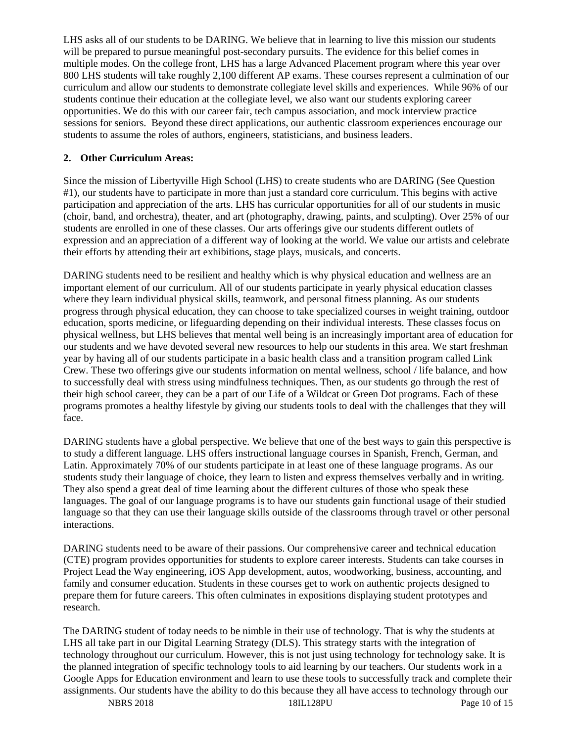LHS asks all of our students to be DARING. We believe that in learning to live this mission our students will be prepared to pursue meaningful post-secondary pursuits. The evidence for this belief comes in multiple modes. On the college front, LHS has a large Advanced Placement program where this year over 800 LHS students will take roughly 2,100 different AP exams. These courses represent a culmination of our curriculum and allow our students to demonstrate collegiate level skills and experiences. While 96% of our students continue their education at the collegiate level, we also want our students exploring career opportunities. We do this with our career fair, tech campus association, and mock interview practice sessions for seniors. Beyond these direct applications, our authentic classroom experiences encourage our students to assume the roles of authors, engineers, statisticians, and business leaders.

## 2. Other Curriculum Areas:

Since the mission of Libertyville High School (LHS) to create students who are DARING (See Question #1), our students have to participate in more than just a standard core curriculum. This begins with active participation and appreciation of the arts. LHS has curricular opportunities for all of our students in music (choir, band, and orchestra), theater, and art (photography, drawing, paints, and sculpting). Over 25% of our students are enrolled in one of these classes. Our arts offerings give our students different outlets of expression and an appreciation of a different way of looking at the world. We value our artists and celebrate their efforts by attending their art exhibitions, stage plays, musicals, and concerts.

DARING students need to be resilient and healthy which is why physical education and wellness are an important element of our curriculum. All of our students participate in yearly physical education classes where they learn individual physical skills, teamwork, and personal fitness planning. As our students progress through physical education, they can choose to take specialized courses in weight training, outdoor education, sports medicine, or lifeguarding depending on their individual interests. These classes focus on physical wellness, but LHS believes that mental well being is an increasingly important area of education for our students and we have devoted several new resources to help our students in this area. We start freshman year by having all of our students participate in a basic health class and a transition program called Link Crew. These two offerings give our students information on mental wellness, school / life balance, and how to successfully deal with stress using mindfulness techniques. Then, as our students go through the rest of their high school career, they can be a part of our Life of a Wildcat or Green Dot programs. Each of these programs promotes a healthy lifestyle by giving our students tools to deal with the challenges that they will face.

DARING students have a global perspective. We believe that one of the best ways to gain this perspective is to study a different language. LHS offers instructional language courses in Spanish, French, German, and Latin. Approximately 70% of our students participate in at least one of these language programs. As our students study their language of choice, they learn to listen and express themselves verbally and in writing. They also spend a great deal of time learning about the different cultures of those who speak these languages. The goal of our language programs is to have our students gain functional usage of their studied language so that they can use their language skills outside of the classrooms through travel or other personal interactions.

DARING students need to be aware of their passions. Our comprehensive career and technical education (CTE) program provides opportunities for students to explore career interests. Students can take courses in Project Lead the Way engineering, iOS App development, autos, woodworking, business, accounting, and family and consumer education. Students in these courses get to work on authentic projects designed to prepare them for future careers. This often culminates in expositions displaying student prototypes and research.

The DARING student of today needs to be nimble in their use of technology. That is why the students at LHS all take part in our Digital Learning Strategy (DLS). This strategy starts with the integration of technology throughout our curriculum. However, this is not just using technology for technology sake. It is the planned integration of specific technology tools to aid learning by our teachers. Our students work in a Google Apps for Education environment and learn to use these tools to successfully track and complete their assignments. Our students have the ability to do this because they all have access to technology through our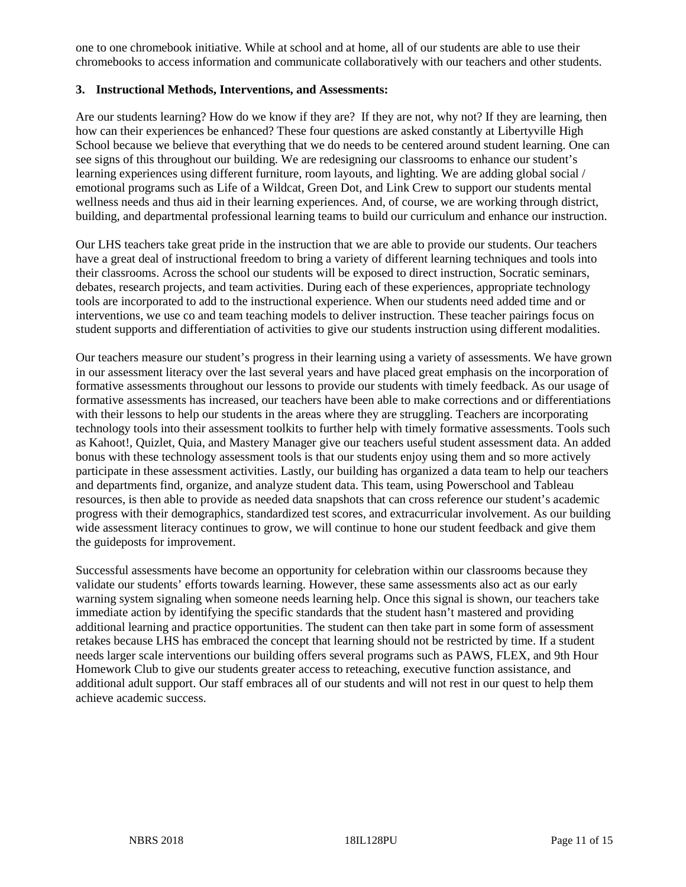one to one chromebook initiative. While at school and at home, all of our students are able to use their chromebooks to access information and communicate collaboratively with our teachers and other students.

**3. Instructional Methods, Interventions, and Assessments:**

Are our students learning? How do we know if they are? If they are not, why not? If they are learning, then how can their experiences be enhanced? These four questions are asked constantly at Libertyville High School because we believe that everything that we do needs to be centered around student learning. One can see signs of this throughout our building. We are redesigning our classrooms to enhance our student's learning experiences using different furniture, room layouts, and lighting. We are adding global social / emotional programs such as Life of a Wildcat, Green Dot, and Link Crew to support our students mental wellness needs and thus aid in their learning experiences. And, of course, we are working through district, building, and departmental professional learning teams to build our curriculum and enhance our instruction.

Our LHS teachers take great pride in the instruction that we are able to provide our students. Our teachers have a great deal of instructional freedom to bring a variety of different learning techniques and tools into their classrooms. Across the school our students will be exposed to direct instruction, Socratic seminars, debates, research projects, and team activities. During each of these experiences, appropriate technology tools are incorporated to add to the instructional experience. When our students need added time and or interventions, we use co and team teaching models to deliver instruction. These teacher pairings focus on student supports and differentiation of activities to give our students instruction using different modalities.

Our teachers measure our student's progress in their learning using a variety of assessments. We have grown in our assessment literacy over the last several years and have placed great emphasis on the incorporation of formative assessments throughout our lessons to provide our students with timely feedback. As our usage of formative assessments has increased, our teachers have been able to make corrections and or differentiations with their lessons to help our students in the areas where they are struggling. Teachers are incorporating technology tools into their assessment toolkits to further help with timely formative assessments. Tools such as Kahoot!, Quizlet, Quia, and Mastery Manager give our teachers useful student assessment data. An added bonus with these technology assessment tools is that our students enjoy using them and so more actively participate in these assessment activities. Lastly, our building has organized a data team to help our teachers and departments find, organize, and analyze student data. This team, using Powerschool and Tableau resources, is then able to provide as needed data snapshots that can cross reference our student's academic progress with their demographics, standardized test scores, and extracurricular involvement. As our building wide assessment literacy continues to grow, we will continue to hone our student feedback and give them the guideposts for improvement.

Successful assessments have become an opportunity for celebration within our classrooms because they validate our students' efforts towards learning. However, these same assessments also act as our early warning system signaling when someone needs learning help. Once this signal is shown, our teachers take immediate action by identifying the specific standards that the student hasn't mastered and providing additional learning and practice opportunities. The student can then take part in some form of assessment retakes because LHS has embraced the concept that learning should not be restricted by time. If a student needs larger scale interventions our building offers several programs such as PAWS, FLEX, and 9th Hour Homework Club to give our students greater access to reteaching, executive function assistance, and additional adult support. Our staff embraces all of our students and will not rest in our quest to help them achieve academic success.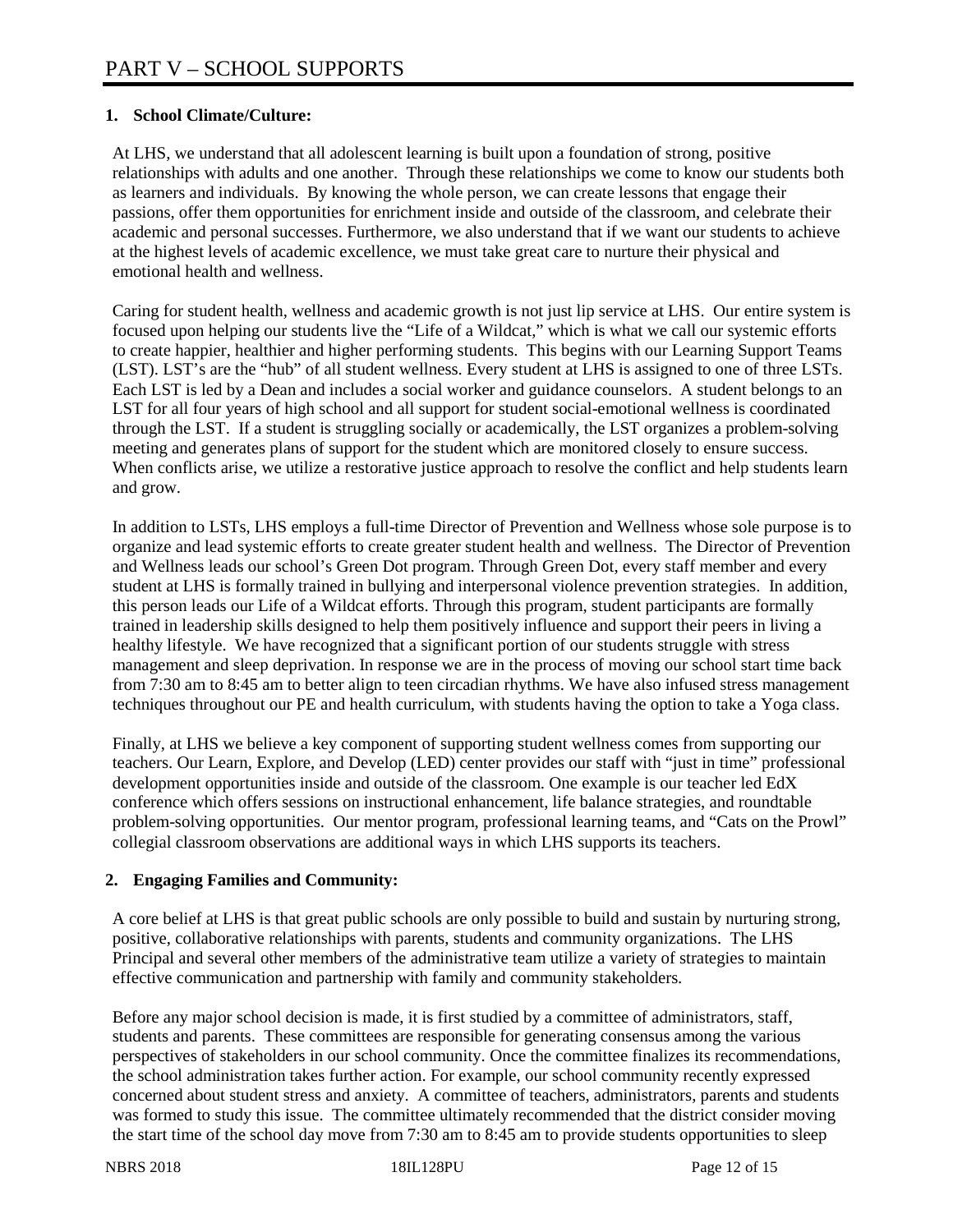# PART V – SCHOOL SUPPORTS

## 1. School Climate/Culture:

At LHS, we understand that all adolescent learning is built upon a foundation of strong, positive relationships with adults and one another. Through these relationships we come to know our students both as learners and individuals. By knowing the whole person, we can create lessons that engage their passions, offer them opportunities for enrichment inside and outside of the classroom, and celebrate their academic and personal successes. Furthermore, we also understand that if we want our students to achieve at the highest levels of academic excellence, we must take great care to nurture their physical and emotional health and wellness.

Caring for student health, wellness and academic growth is not just lip service at LHS. Our entire system is focused upon helping our students live the "Life of a Wildcat," which is what we call our systemic efforts to create happier, healthier and higher performing students. This begins with our Learning Support Teams (LST). LST's are the "hub" of all student wellness. Every student at LHS is assigned to one of three LSTs. Each LST is led by a Dean and includes a social worker and guidance counselors. A student belongs to an LST for all four years of high school and all support for student social-emotional wellness is coordinated through the LST. If a student is struggling socially or academically, the LST organizes a problem-solving meeting and generates plans of support for the student which are monitored closely to ensure success. When conflicts arise, we utilize a restorative justice approach to resolve the conflict and help students learn and grow.

In addition to LSTs, LHS employs a full-time Director of Prevention and Wellness whose sole purpose is to organize and lead systemic efforts to create greater student health and wellness. The Director of Prevention and Wellness leads our school's Green Dot program. Through Green Dot, every staff member and every student at LHS is formally trained in bullying and interpersonal violence prevention strategies. In addition, this person leads our Life of a Wildcat efforts. Through this program, student participants are formally trained in leadership skills designed to help them positively influence and support their peers in living a healthy lifestyle. We have recognized that a significant portion of our students struggle with stress management and sleep deprivation. In response we are in the process of moving our school start time back from 7:30 am to 8:45 am to better align to teen circadian rhythms. We have also infused stress management techniques throughout our PE and health curriculum, with students having the option to take a Yoga class.

Finally, at LHS we believe a key component of supporting student wellness comes from supporting our teachers. Our Learn, Explore, and Develop (LED) center provides our staff with "just in time" professional development opportunities inside and outside of the classroom. One example is our teacher led EdX conference which offers sessions on instructional enhancement, life balance strategies, and roundtable problem-solving opportunities. Our mentor program, professional learning teams, and "Cats on the Prowl" collegial classroom observations are additional ways in which LHS supports its teachers.

## 2. Engaging Families and Community:

A core belief at LHS is that great public schools are only possible to build and sustain by nurturing strong, positive, collaborative relationships with parents, students and community organizations. The LHS Principal and several other members of the administrative team utilize a variety of strategies to maintain effective communication and partnership with family and community stakeholders.

Before any major school decision is made, it is first studied by a committee of administrators, staff, students and parents. These committees are responsible for generating consensus among the various perspectives of stakeholders in our school community. Once the committee finalizes its recommendations, the school administration takes further action. For example, our school community recently expressed concerned about student stress and anxiety. A committee of teachers, administrators, parents and students was formed to study this issue. The committee ultimately recommended that the district consider moving the start time of the school day move from 7:30 am to 8:45 am to provide students opportunities to sleep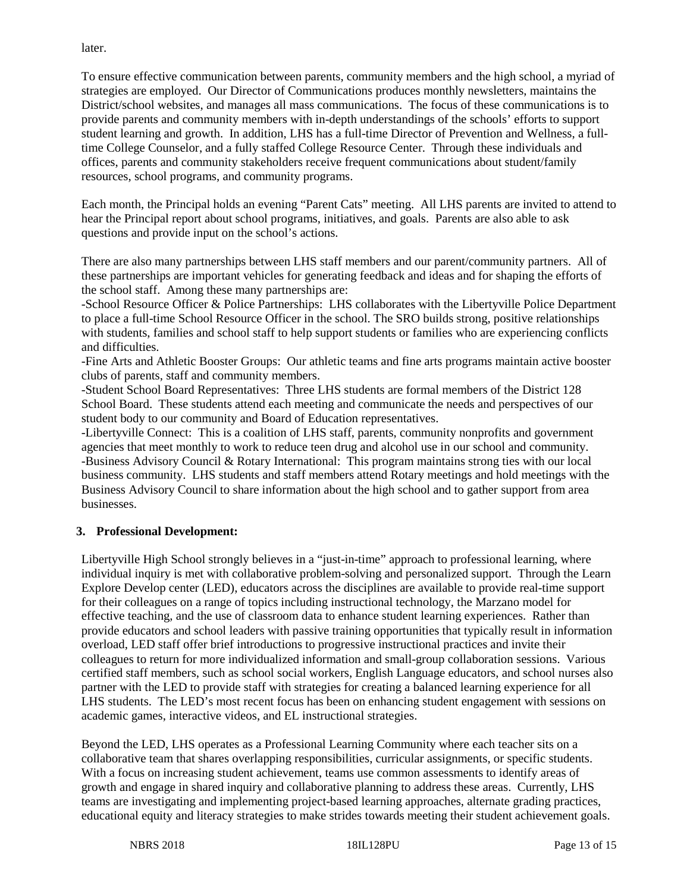later.

To ensure effective communication between parents, community members and the high school, a myriad of strategies are employed. Our Director of Communications produces monthly newsletters, maintains the District/school websites, and manages all mass communications. The focus of these communications is to provide parents and community members with in-depth understandings of the schools' efforts to support student learning and growth. In addition, LHS has a full-time Director of Prevention and Wellness, a full-time College Counselor, and a fully staffed College Resource Center. Through these individuals and offices, parents and community stakeholders receive frequent communications about student/family resources, school programs, and community programs.

Each month, the Principal holds an evening "Parent Cats" meeting. All LHS parents are invited to attend to hear the Principal report about school programs, initiatives, and goals. Parents are also able to ask questions and provide input on the school's actions.

There are also many partnerships between LHS staff members and our parent/community partners. All of these partnerships are important vehicles for generating feedback and ideas and for shaping the efforts of the school staff. Among these many partnerships are:

-School Resource Officer & Police Partnerships: LHS collaborates with the Libertyville Police Department to place a full-time School Resource Officer in the school. The SRO builds strong, positive relationships with students, families and school staff to help support students or families who are experiencing conflicts and difficulties.

-Fine Arts and Athletic Booster Groups: Our athletic teams and fine arts programs maintain active booster clubs of parents, staff and community members.

-Student School Board Representatives: Three LHS students are formal members of the District 128 School Board. These students attend each meeting and communicate the needs and perspectives of our student body to our community and Board of Education representatives.

-Libertyville Connect: This is a coalition of LHS staff, parents, community nonprofits and government agencies that meet monthly to work to reduce teen drug and alcohol use in our school and community.

-Business Advisory Council & Rotary International: This program maintains strong ties with our local business community. LHS students and staff members attend Rotary meetings and hold meetings with the Business Advisory Council to share information about the high school and to gather support from area businesses.

## 3. Professional Development:

Libertyville High School strongly believes in a "just-in-time" approach to professional learning, where individual inquiry is met with collaborative problem-solving and personalized support. Through the Learn Explore Develop center (LED), educators across the disciplines are available to provide real-time support for their colleagues on a range of topics including instructional technology, the Marzano model for effective teaching, and the use of classroom data to enhance student learning experiences. Rather than provide educators and school leaders with passive training opportunities that typically result in information overload, LED staff offer brief introductions to progressive instructional practices and invite their colleagues to return for more individualized information and small-group collaboration sessions. Various certified staff members, such as school social workers, English Language educators, and school nurses also partner with the LED to provide staff with strategies for creating a balanced learning experience for all LHS students. The LED's most recent focus has been on enhancing student engagement with sessions on academic games, interactive videos, and EL instructional strategies.

Beyond the LED, LHS operates as a Professional Learning Community where each teacher sits on a collaborative team that shares overlapping responsibilities, curricular assignments, or specific students. With a focus on increasing student achievement, teams use common assessments to identify areas of growth and engage in shared inquiry and collaborative planning to address these areas. Currently, LHS teams are investigating and implementing project-based learning approaches, alternate grading practices, educational equity and literacy strategies to make strides towards meeting their student achievement goals.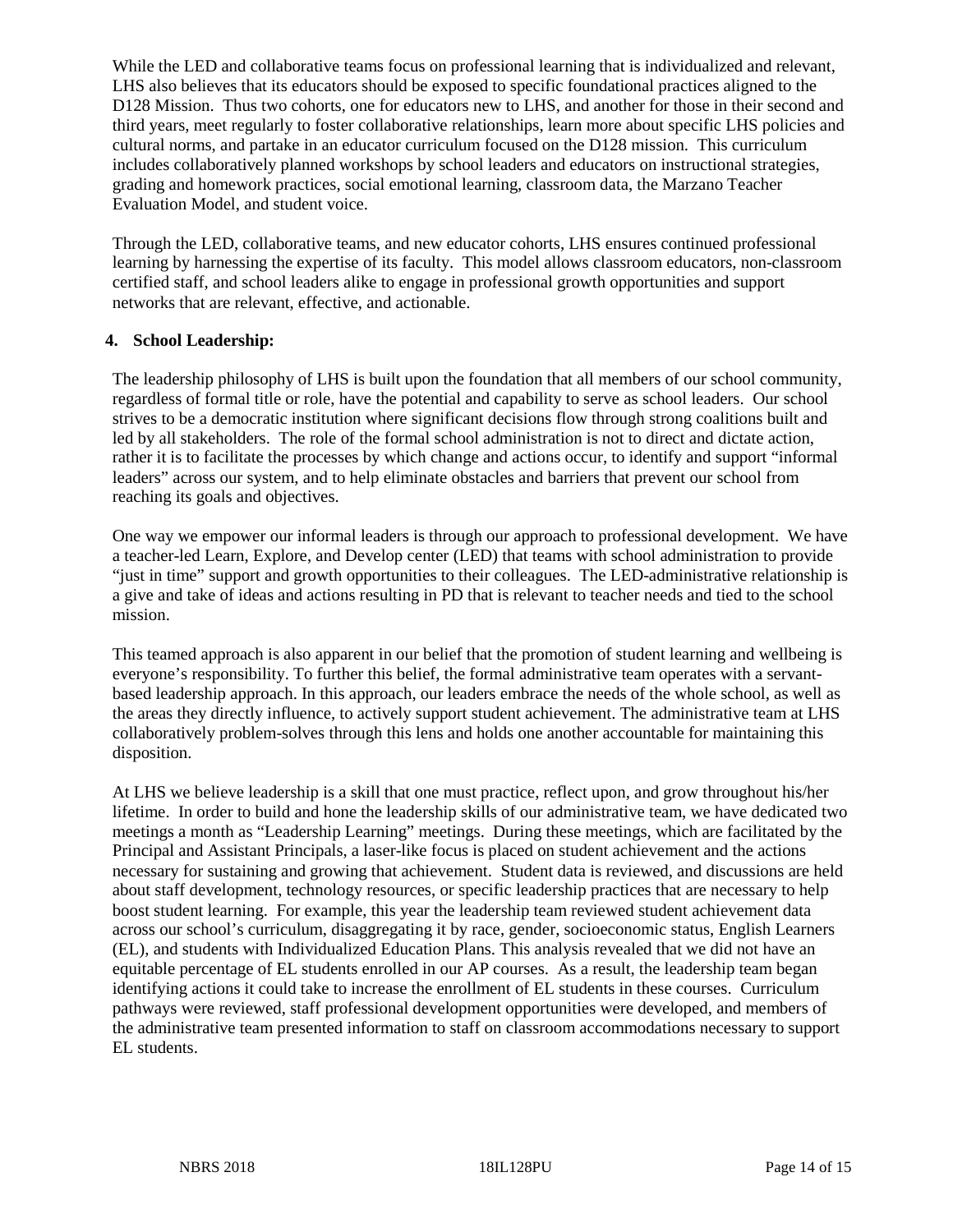While the LED and collaborative teams focus on professional learning that is individualized and relevant, LHS also believes that its educators should be exposed to specific foundational practices aligned to the D128 Mission. Thus two cohorts, one for educators new to LHS, and another for those in their second and third years, meet regularly to foster collaborative relationships, learn more about specific LHS policies and cultural norms, and partake in an educator curriculum focused on the D128 mission. This curriculum includes collaboratively planned workshops by school leaders and educators on instructional strategies, grading and homework practices, social emotional learning, classroom data, the Marzano Teacher Evaluation Model, and student voice.

Through the LED, collaborative teams, and new educator cohorts, LHS ensures continued professional learning by harnessing the expertise of its faculty. This model allows classroom educators, non-classroom certified staff, and school leaders alike to engage in professional growth opportunities and support networks that are relevant, effective, and actionable.

**4. School Leadership:**

The leadership philosophy of LHS is built upon the foundation that all members of our school community, regardless of formal title or role, have the potential and capability to serve as school leaders. Our school strives to be a democratic institution where significant decisions flow through strong coalitions built and led by all stakeholders. The role of the formal school administration is not to direct and dictate action, rather it is to facilitate the processes by which change and actions occur, to identify and support "informal leaders" across our system, and to help eliminate obstacles and barriers that prevent our school from reaching its goals and objectives.

One way we empower our informal leaders is through our approach to professional development. We have a teacher-led Learn, Explore, and Develop center (LED) that teams with school administration to provide "just in time" support and growth opportunities to their colleagues. The LED-administrative relationship is a give and take of ideas and actions resulting in PD that is relevant to teacher needs and tied to the school mission.

This teamed approach is also apparent in our belief that the promotion of student learning and wellbeing is everyone's responsibility. To further this belief, the formal administrative team operates with a servant-based leadership approach. In this approach, our leaders embrace the needs of the whole school, as well as the areas they directly influence, to actively support student achievement. The administrative team at LHS collaboratively problem-solves through this lens and holds one another accountable for maintaining this disposition.

At LHS we believe leadership is a skill that one must practice, reflect upon, and grow throughout his/her lifetime. In order to build and hone the leadership skills of our administrative team, we have dedicated two meetings a month as "Leadership Learning" meetings. During these meetings, which are facilitated by the Principal and Assistant Principals, a laser-like focus is placed on student achievement and the actions necessary for sustaining and growing that achievement. Student data is reviewed, and discussions are held about staff development, technology resources, or specific leadership practices that are necessary to help boost student learning. For example, this year the leadership team reviewed student achievement data across our school's curriculum, disaggregating it by race, gender, socioeconomic status, English Learners (EL), and students with Individualized Education Plans. This analysis revealed that we did not have an equitable percentage of EL students enrolled in our AP courses. As a result, the leadership team began identifying actions it could take to increase the enrollment of EL students in these courses. Curriculum pathways were reviewed, staff professional development opportunities were developed, and members of the administrative team presented information to staff on classroom accommodations necessary to support EL students.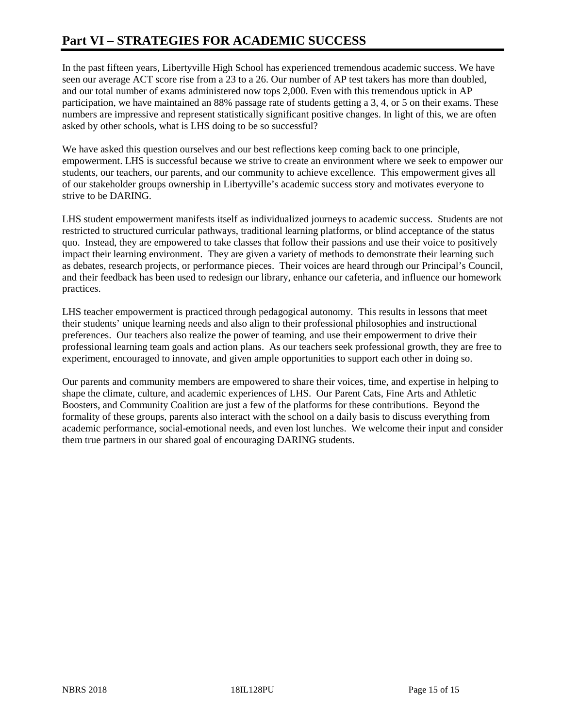# Part VI – STRATEGIES FOR ACADEMIC SUCCESS

In the past fifteen years, Libertyville High School has experienced tremendous academic success. We have seen our average ACT score rise from a 23 to a 26. Our number of AP test takers has more than doubled, and our total number of exams administered now tops 2,000. Even with this tremendous uptick in AP participation, we have maintained an 88% passage rate of students getting a 3, 4, or 5 on their exams. These numbers are impressive and represent statistically significant positive changes. In light of this, we are often asked by other schools, what is LHS doing to be so successful?

We have asked this question ourselves and our best reflections keep coming back to one principle, empowerment. LHS is successful because we strive to create an environment where we seek to empower our students, our teachers, our parents, and our community to achieve excellence. This empowerment gives all of our stakeholder groups ownership in Libertyville's academic success story and motivates everyone to strive to be DARING.

LHS student empowerment manifests itself as individualized journeys to academic success. Students are not restricted to structured curricular pathways, traditional learning platforms, or blind acceptance of the status quo. Instead, they are empowered to take classes that follow their passions and use their voice to positively impact their learning environment. They are given a variety of methods to demonstrate their learning such as debates, research projects, or performance pieces. Their voices are heard through our Principal's Council, and their feedback has been used to redesign our library, enhance our cafeteria, and influence our homework practices.

LHS teacher empowerment is practiced through pedagogical autonomy. This results in lessons that meet their students' unique learning needs and also align to their professional philosophies and instructional preferences. Our teachers also realize the power of teaming, and use their empowerment to drive their professional learning team goals and action plans. As our teachers seek professional growth, they are free to experiment, encouraged to innovate, and given ample opportunities to support each other in doing so.

Our parents and community members are empowered to share their voices, time, and expertise in helping to shape the climate, culture, and academic experiences of LHS. Our Parent Cats, Fine Arts and Athletic Boosters, and Community Coalition are just a few of the platforms for these contributions. Beyond the formality of these groups, parents also interact with the school on a daily basis to discuss everything from academic performance, social-emotional needs, and even lost lunches. We welcome their input and consider them true partners in our shared goal of encouraging DARING students.